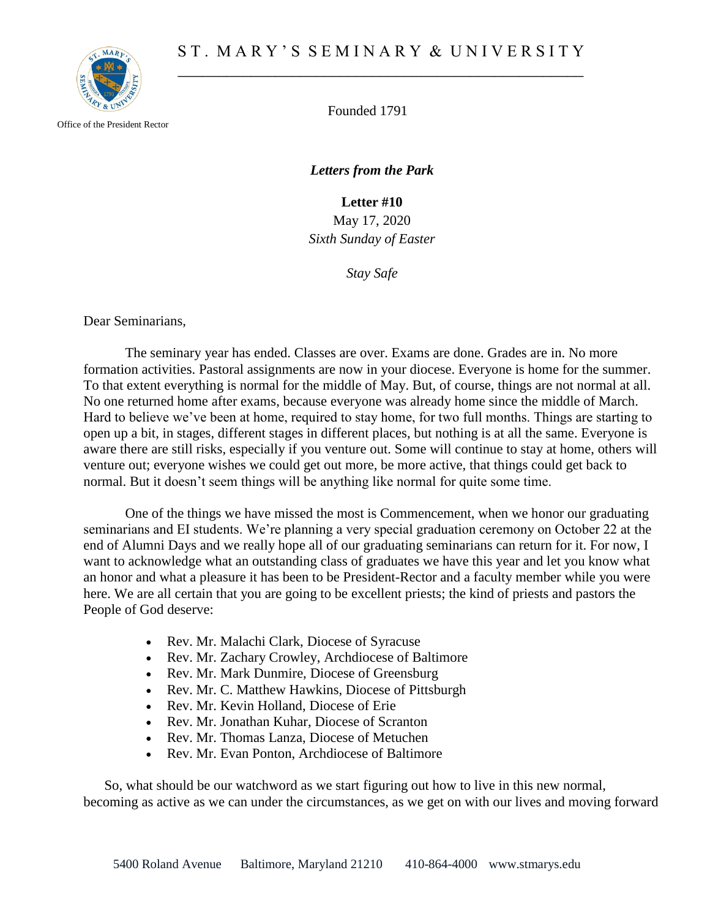# ST. MARY'S SEMINARY & UNIVERSITY

Office of the President Rector

Founded 1791

***Letters from the Park***

**Letter #10**

May 17, 2020

*Sixth Sunday of Easter*

*Stay Safe*

Dear Seminarians,

The seminary year has ended. Classes are over. Exams are done. Grades are in. No more formation activities. Pastoral assignments are now in your diocese. Everyone is home for the summer. To that extent everything is normal for the middle of May. But, of course, things are not normal at all. No one returned home after exams, because everyone was already home since the middle of March. Hard to believe we've been at home, required to stay home, for two full months. Things are starting to open up a bit, in stages, different stages in different places, but nothing is at all the same. Everyone is aware there are still risks, especially if you venture out. Some will continue to stay at home, others will venture out; everyone wishes we could get out more, be more active, that things could get back to normal. But it doesn't seem things will be anything like normal for quite some time.

One of the things we have missed the most is Commencement, when we honor our graduating seminarians and EI students. We're planning a very special graduation ceremony on October 22 at the end of Alumni Days and we really hope all of our graduating seminarians can return for it. For now, I want to acknowledge what an outstanding class of graduates we have this year and let you know what an honor and what a pleasure it has been to be President-Rector and a faculty member while you were here. We are all certain that you are going to be excellent priests; the kind of priests and pastors the People of God deserve:

- Rev. Mr. Malachi Clark, Diocese of Syracuse
- Rev. Mr. Zachary Crowley, Archdiocese of Baltimore
- Rev. Mr. Mark Dunmire, Diocese of Greensburg
- Rev. Mr. C. Matthew Hawkins, Diocese of Pittsburgh
- Rev. Mr. Kevin Holland, Diocese of Erie
- Rev. Mr. Jonathan Kuhar, Diocese of Scranton
- Rev. Mr. Thomas Lanza, Diocese of Metuchen
- Rev. Mr. Evan Ponton, Archdiocese of Baltimore

So, what should be our watchword as we start figuring out how to live in this new normal, becoming as active as we can under the circumstances, as we get on with our lives and moving forward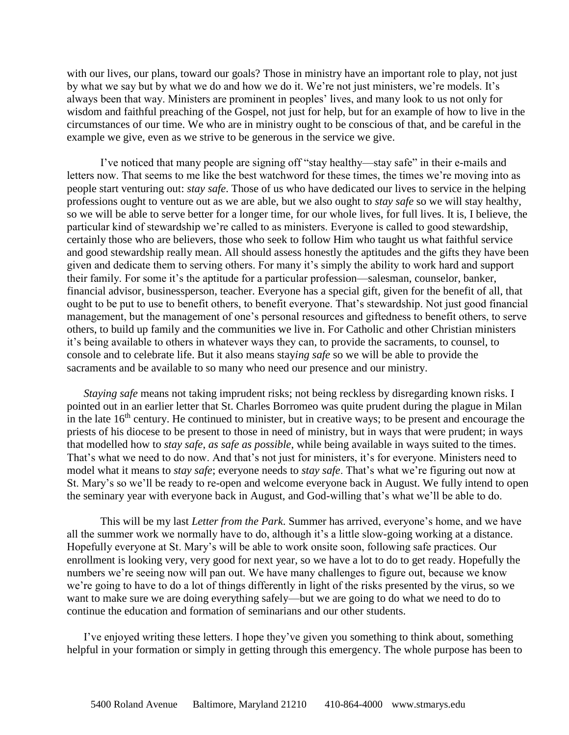with our lives, our plans, toward our goals? Those in ministry have an important role to play, not just by what we say but by what we do and how we do it. We're not just ministers, we're models. It's always been that way. Ministers are prominent in peoples' lives, and many look to us not only for wisdom and faithful preaching of the Gospel, not just for help, but for an example of how to live in the circumstances of our time. We who are in ministry ought to be conscious of that, and be careful in the example we give, even as we strive to be generous in the service we give.

I've noticed that many people are signing off "stay healthy—stay safe" in their e-mails and letters now. That seems to me like the best watchword for these times, the times we're moving into as people start venturing out: *stay safe*. Those of us who have dedicated our lives to service in the helping professions ought to venture out as we are able, but we also ought to *stay safe* so we will stay healthy, so we will be able to serve better for a longer time, for our whole lives, for full lives. It is, I believe, the particular kind of stewardship we're called to as ministers. Everyone is called to good stewardship, certainly those who are believers, those who seek to follow Him who taught us what faithful service and good stewardship really mean. All should assess honestly the aptitudes and the gifts they have been given and dedicate them to serving others. For many it's simply the ability to work hard and support their family. For some it's the aptitude for a particular profession—salesman, counselor, banker, financial advisor, businessperson, teacher. Everyone has a special gift, given for the benefit of all, that ought to be put to use to benefit others, to benefit everyone. That's stewardship. Not just good financial management, but the management of one's personal resources and giftedness to benefit others, to serve others, to build up family and the communities we live in. For Catholic and other Christian ministers it's being available to others in whatever ways they can, to provide the sacraments, to counsel, to console and to celebrate life. But it also means stay*ing safe* so we will be able to provide the sacraments and be available to so many who need our presence and our ministry.

*Staying safe* means not taking imprudent risks; not being reckless by disregarding known risks. I pointed out in an earlier letter that St. Charles Borromeo was quite prudent during the plague in Milan in the late 16th century. He continued to minister, but in creative ways; to be present and encourage the priests of his diocese to be present to those in need of ministry, but in ways that were prudent; in ways that modelled how to *stay safe, as safe as possible*, while being available in ways suited to the times. That's what we need to do now. And that's not just for ministers, it's for everyone. Ministers need to model what it means to *stay safe*; everyone needs to *stay safe*. That's what we're figuring out now at St. Mary's so we'll be ready to re-open and welcome everyone back in August. We fully intend to open the seminary year with everyone back in August, and God-willing that's what we'll be able to do.

This will be my last *Letter from the Park*. Summer has arrived, everyone's home, and we have all the summer work we normally have to do, although it's a little slow-going working at a distance. Hopefully everyone at St. Mary's will be able to work onsite soon, following safe practices. Our enrollment is looking very, very good for next year, so we have a lot to do to get ready. Hopefully the numbers we're seeing now will pan out. We have many challenges to figure out, because we know we're going to have to do a lot of things differently in light of the risks presented by the virus, so we want to make sure we are doing everything safely—but we are going to do what we need to do to continue the education and formation of seminarians and our other students.

I've enjoyed writing these letters. I hope they've given you something to think about, something helpful in your formation or simply in getting through this emergency. The whole purpose has been to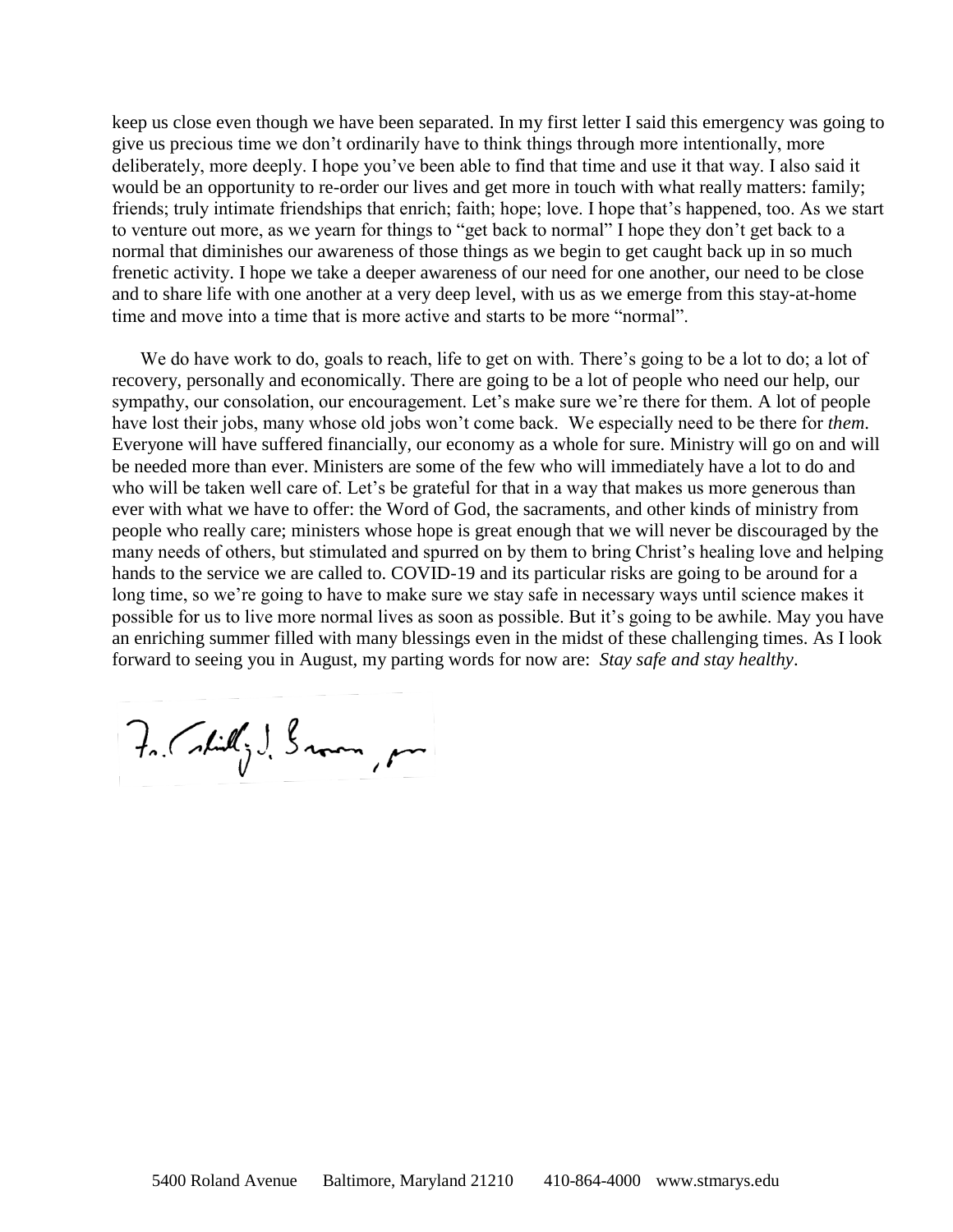keep us close even though we have been separated. In my first letter I said this emergency was going to give us precious time we don't ordinarily have to think things through more intentionally, more deliberately, more deeply. I hope you've been able to find that time and use it that way. I also said it would be an opportunity to re-order our lives and get more in touch with what really matters: family; friends; truly intimate friendships that enrich; faith; hope; love. I hope that's happened, too. As we start to venture out more, as we yearn for things to "get back to normal" I hope they don't get back to a normal that diminishes our awareness of those things as we begin to get caught back up in so much frenetic activity. I hope we take a deeper awareness of our need for one another, our need to be close and to share life with one another at a very deep level, with us as we emerge from this stay-at-home time and move into a time that is more active and starts to be more "normal".

We do have work to do, goals to reach, life to get on with. There's going to be a lot to do; a lot of recovery, personally and economically. There are going to be a lot of people who need our help, our sympathy, our consolation, our encouragement. Let's make sure we're there for them. A lot of people have lost their jobs, many whose old jobs won't come back. We especially need to be there for *them*. Everyone will have suffered financially, our economy as a whole for sure. Ministry will go on and will be needed more than ever. Ministers are some of the few who will immediately have a lot to do and who will be taken well care of. Let's be grateful for that in a way that makes us more generous than ever with what we have to offer: the Word of God, the sacraments, and other kinds of ministry from people who really care; ministers whose hope is great enough that we will never be discouraged by the many needs of others, but stimulated and spurred on by them to bring Christ's healing love and helping hands to the service we are called to. COVID-19 and its particular risks are going to be around for a long time, so we're going to have to make sure we stay safe in necessary ways until science makes it possible for us to live more normal lives as soon as possible. But it's going to be awhile. May you have an enriching summer filled with many blessings even in the midst of these challenging times. As I look forward to seeing you in August, my parting words for now are: *Stay safe and stay healthy*.

Fr. Phillip J. Brown, pss

5400 Roland Avenue Baltimore, Maryland 21210 410-864-4000 www.stmarys.edu